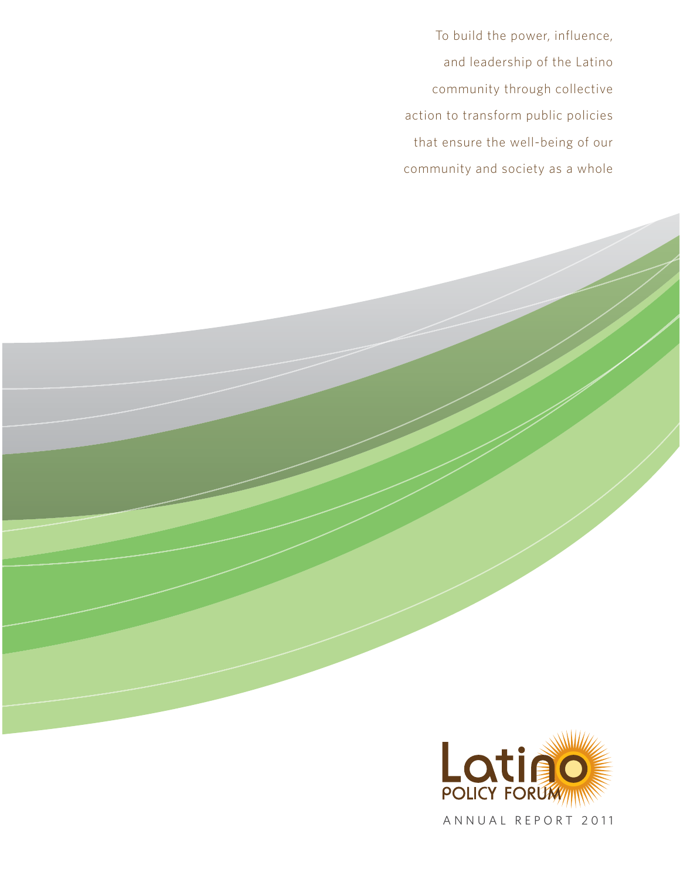To build the power, influence, and leadership of the Latino community through collective action to transform public policies that ensure the well-being of our community and society as a whole

Latino POLICY FORUM

ANNUAL REPORT 2011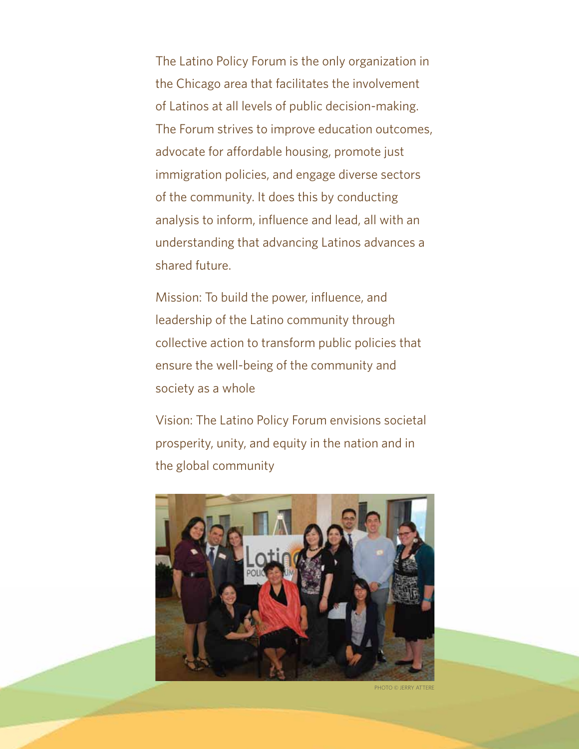The Latino Policy Forum is the only organization in the Chicago area that facilitates the involvement of Latinos at all levels of public decision-making. The Forum strives to improve education outcomes, advocate for affordable housing, promote just immigration policies, and engage diverse sectors of the community. It does this by conducting analysis to inform, influence and lead, all with an understanding that advancing Latinos advances a shared future.

Mission: To build the power, influence, and leadership of the Latino community through collective action to transform public policies that ensure the well-being of the community and society as a whole

Vision: The Latino Policy Forum envisions societal prosperity, unity, and equity in the nation and in the global community

PHOTO © JERRY ATTERE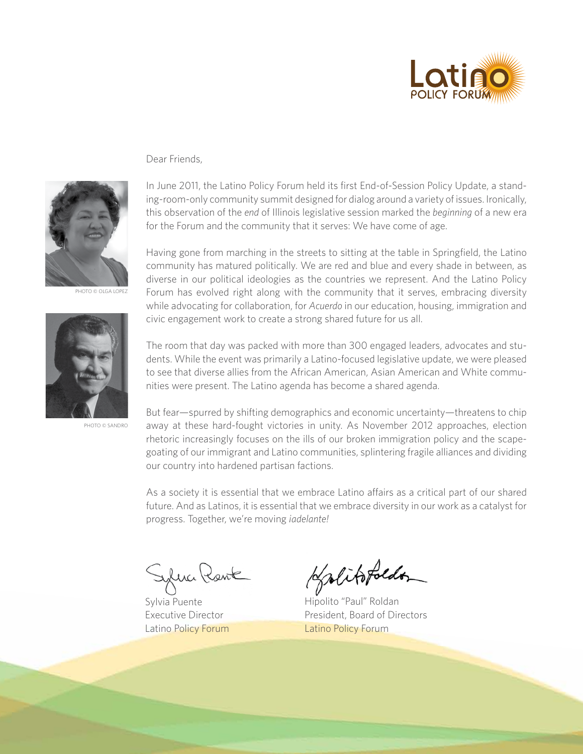Dear Friends,

PHOTO © OLGA LOPEZ

PHOTO © SANDRO

In June 2011, the Latino Policy Forum held its first End-of-Session Policy Update, a standing-room-only community summit designed for dialog around a variety of issues. Ironically, this observation of the *end* of Illinois legislative session marked the *beginning* of a new era for the Forum and the community that it serves: We have come of age.

Having gone from marching in the streets to sitting at the table in Springfield, the Latino community has matured politically. We are red and blue and every shade in between, as diverse in our political ideologies as the countries we represent. And the Latino Policy Forum has evolved right along with the community that it serves, embracing diversity while advocating for collaboration, for *Acuerdo* in our education, housing, immigration and civic engagement work to create a strong shared future for us all.

The room that day was packed with more than 300 engaged leaders, advocates and students. While the event was primarily a Latino-focused legislative update, we were pleased to see that diverse allies from the African American, Asian American and White communities were present. The Latino agenda has become a shared agenda.

But fear—spurred by shifting demographics and economic uncertainty—threatens to chip away at these hard-fought victories in unity. As November 2012 approaches, election rhetoric increasingly focuses on the ills of our broken immigration policy and the scapegoating of our immigrant and Latino communities, splintering fragile alliances and dividing our country into hardened partisan factions.

As a society it is essential that we embrace Latino affairs as a critical part of our shared future. And as Latinos, it is essential that we embrace diversity in our work as a catalyst for progress. Together, we're moving *¡adelante!*

Sylvia Puente
Executive Director
Latino Policy Forum

Hipolito "Paul" Roldan
President, Board of Directors
Latino Policy Forum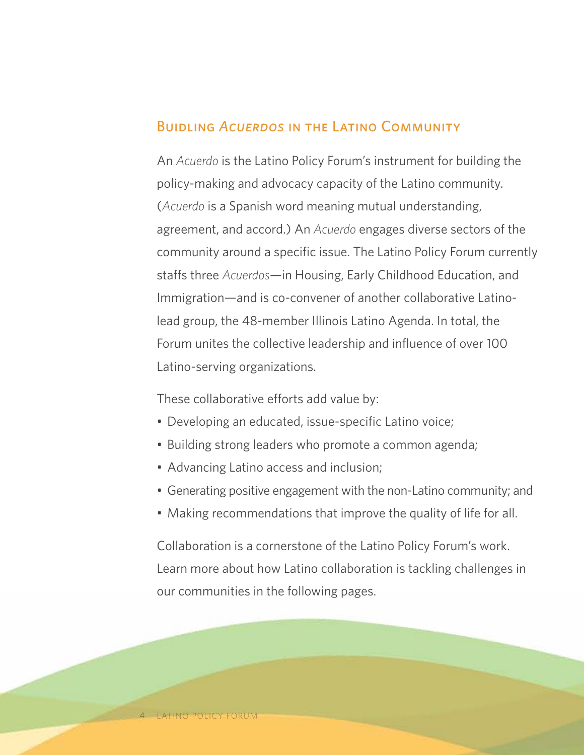## Buidling *Acuerdos* in the Latino Community

An *Acuerdo* is the Latino Policy Forum's instrument for building the policy-making and advocacy capacity of the Latino community. (*Acuerdo* is a Spanish word meaning mutual understanding, agreement, and accord.) An *Acuerdo* engages diverse sectors of the community around a specific issue. The Latino Policy Forum currently staffs three *Acuerdos*—in Housing, Early Childhood Education, and Immigration—and is co-convener of another collaborative Latino-lead group, the 48-member Illinois Latino Agenda. In total, the Forum unites the collective leadership and influence of over 100 Latino-serving organizations.

These collaborative efforts add value by:

- Developing an educated, issue-specific Latino voice;
- Building strong leaders who promote a common agenda;
- Advancing Latino access and inclusion;
- Generating positive engagement with the non-Latino community; and
- Making recommendations that improve the quality of life for all.

Collaboration is a cornerstone of the Latino Policy Forum's work. Learn more about how Latino collaboration is tackling challenges in our communities in the following pages.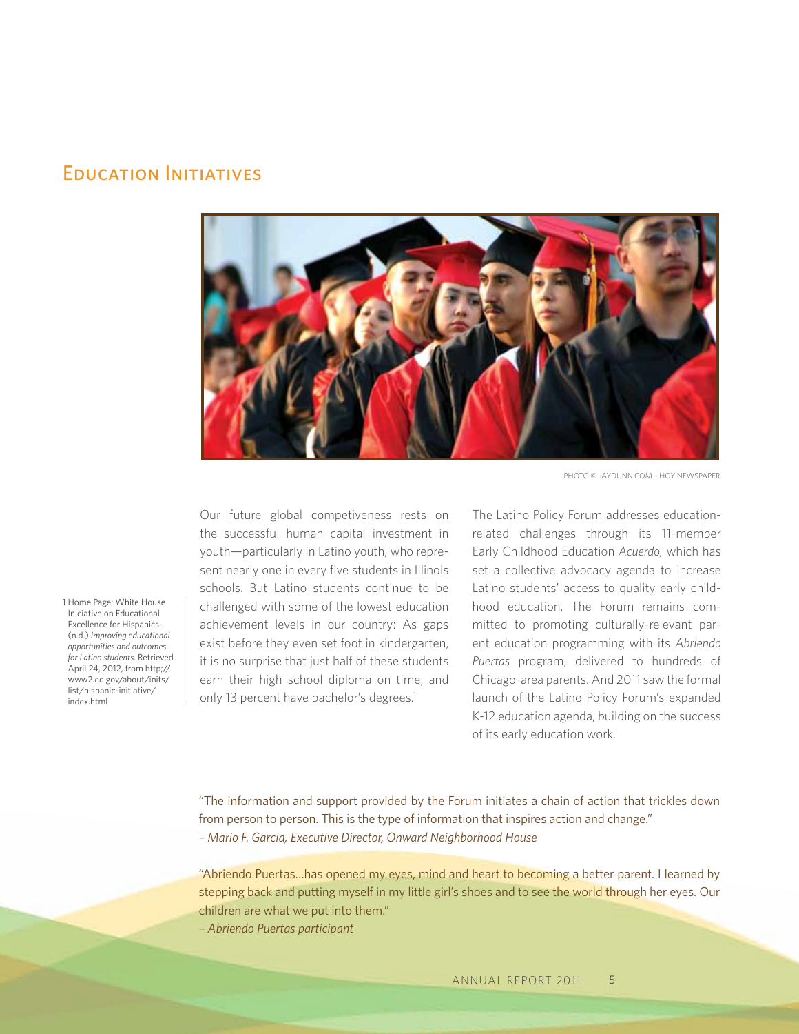## Education Initiatives

PHOTO © JAYDUNN.COM – HOY NEWSPAPER

Our future global competiveness rests on the successful human capital investment in youth—particularly in Latino youth, who represent nearly one in every five students in Illinois schools. But Latino students continue to be challenged with some of the lowest education achievement levels in our country: As gaps exist before they even set foot in kindergarten, it is no surprise that just half of these students earn their high school diploma on time, and only 13 percent have bachelor's degrees.[1]

The Latino Policy Forum addresses education-related challenges through its 11-member Early Childhood Education *Acuerdo,* which has set a collective advocacy agenda to increase Latino students' access to quality early childhood education. The Forum remains committed to promoting culturally-relevant parent education programming with its *Abriendo Puertas* program, delivered to hundreds of Chicago-area parents. And 2011 saw the formal launch of the Latino Policy Forum's expanded K-12 education agenda, building on the success of its early education work.

1 Home Page: White House Iniciative on Educational Excellence for Hispanics. (n.d.) *Improving educational opportunities and outcomes for Latino students.* Retrieved April 24, 2012, from http;//www2.ed.gov/about/inits/list/hispanic-initiative/index.html

"The information and support provided by the Forum initiates a chain of action that trickles down from person to person. This is the type of information that inspires action and change."
– *Mario F. Garcia, Executive Director, Onward Neighborhood House*

"Abriendo Puertas...has opened my eyes, mind and heart to becoming a better parent. I learned by stepping back and putting myself in my little girl's shoes and to see the world through her eyes. Our children are what we put into them."
– *Abriendo Puertas participant*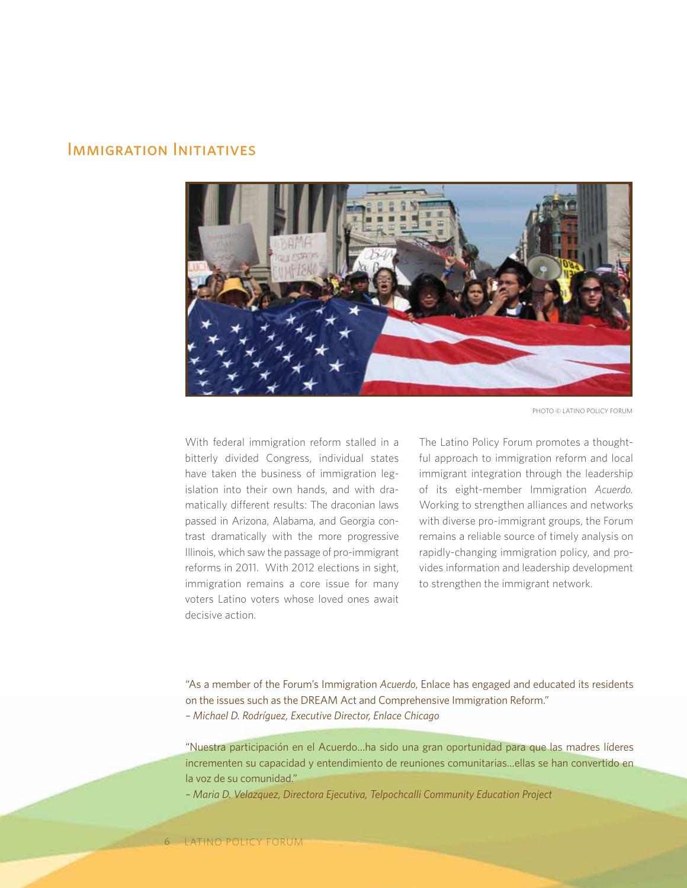## Immigration Initiatives

PHOTO © LATINO POLICY FORUM

With federal immigration reform stalled in a bitterly divided Congress, individual states have taken the business of immigration legislation into their own hands, and with dramatically different results: The draconian laws passed in Arizona, Alabama, and Georgia contrast dramatically with the more progressive Illinois, which saw the passage of pro-immigrant reforms in 2011. With 2012 elections in sight, immigration remains a core issue for many voters Latino voters whose loved ones await decisive action.

The Latino Policy Forum promotes a thoughtful approach to immigration reform and local immigrant integration through the leadership of its eight-member Immigration *Acuerdo*. Working to strengthen alliances and networks with diverse pro-immigrant groups, the Forum remains a reliable source of timely analysis on rapidly-changing immigration policy, and provides information and leadership development to strengthen the immigrant network.

"As a member of the Forum's Immigration *Acuerdo*, Enlace has engaged and educated its residents on the issues such as the DREAM Act and Comprehensive Immigration Reform."
*– Michael D. Rodríguez, Executive Director, Enlace Chicago*

"Nuestra participación en el Acuerdo…ha sido una gran oportunidad para que las madres líderes incrementen su capacidad y entendimiento de reuniones comunitarias…ellas se han convertido en la voz de su comunidad."
*– Maria D. Velazquez, Directora Ejecutiva, Telpochcalli Community Education Project*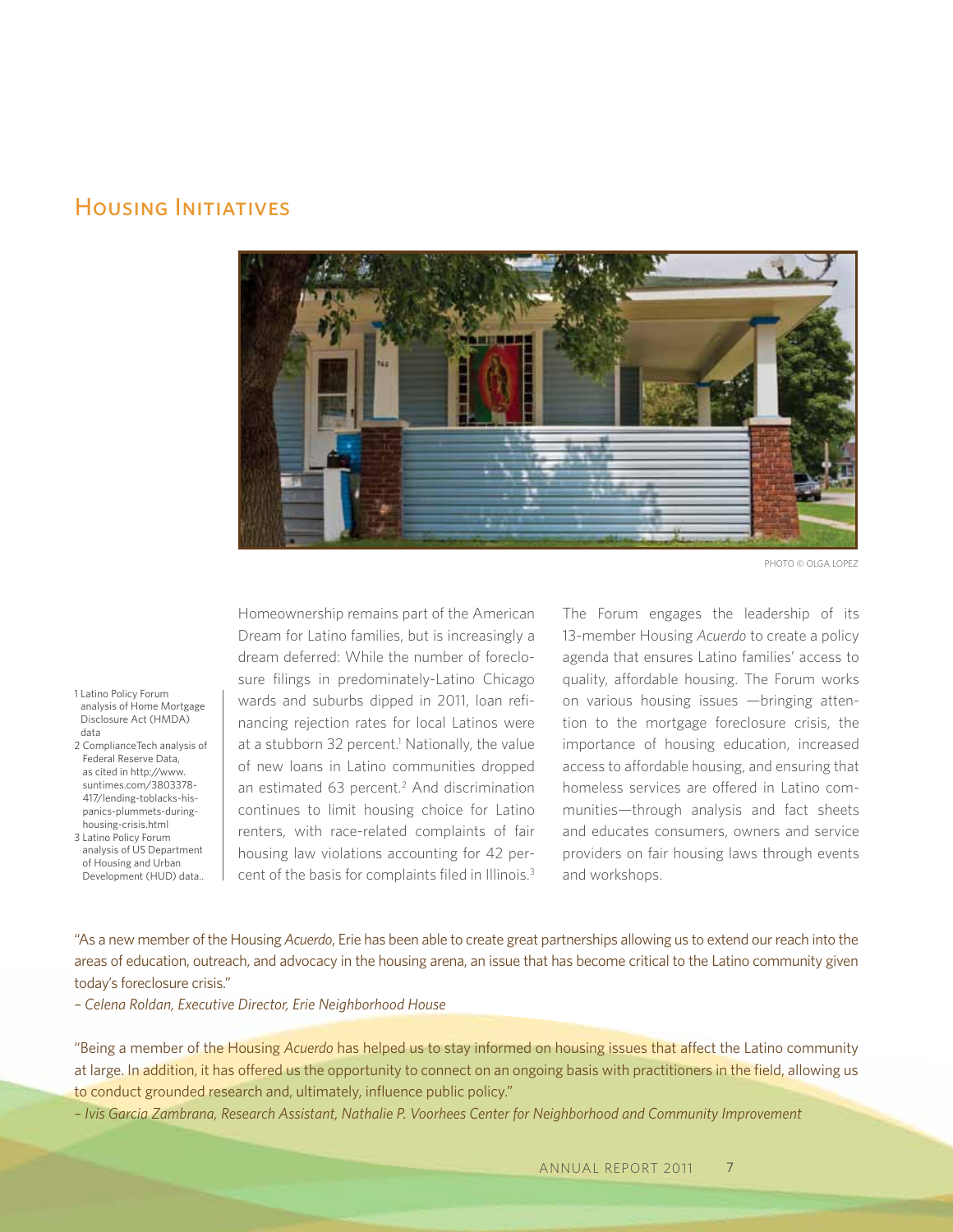## Housing Initiatives

PHOTO © OLGA LOPEZ

Homeownership remains part of the American Dream for Latino families, but is increasingly a dream deferred: While the number of foreclosure filings in predominately-Latino Chicago wards and suburbs dipped in 2011, loan refinancing rejection rates for local Latinos were at a stubborn 32 percent.[1] Nationally, the value of new loans in Latino communities dropped an estimated 63 percent.[2] And discrimination continues to limit housing choice for Latino renters, with race-related complaints of fair housing law violations accounting for 42 percent of the basis for complaints filed in Illinois.[3]

The Forum engages the leadership of its 13-member Housing *Acuerdo* to create a policy agenda that ensures Latino families' access to quality, affordable housing. The Forum works on various housing issues —bringing attention to the mortgage foreclosure crisis, the importance of housing education, increased access to affordable housing, and ensuring that homeless services are offered in Latino communities—through analysis and fact sheets and educates consumers, owners and service providers on fair housing laws through events and workshops.

"As a new member of the Housing *Acuerdo*, Erie has been able to create great partnerships allowing us to extend our reach into the areas of education, outreach, and advocacy in the housing arena, an issue that has become critical to the Latino community given today's foreclosure crisis."

*– Celena Roldan, Executive Director, Erie Neighborhood House*

"Being a member of the Housing *Acuerdo* has helped us to stay informed on housing issues that affect the Latino community at large. In addition, it has offered us the opportunity to connect on an ongoing basis with practitioners in the field, allowing us to conduct grounded research and, ultimately, influence public policy."

*– Ivis Garcia Zambrana, Research Assistant, Nathalie P. Voorhees Center for Neighborhood and Community Improvement*

1 Latino Policy Forum analysis of Home Mortgage Disclosure Act (HMDA) data

2 ComplianceTech analysis of Federal Reserve Data, as cited in http://www.suntimes.com/3803378-417/lending-toblacks-hispanics-plummets-during-housing-crisis.html

3 Latino Policy Forum analysis of US Department of Housing and Urban Development (HUD) data..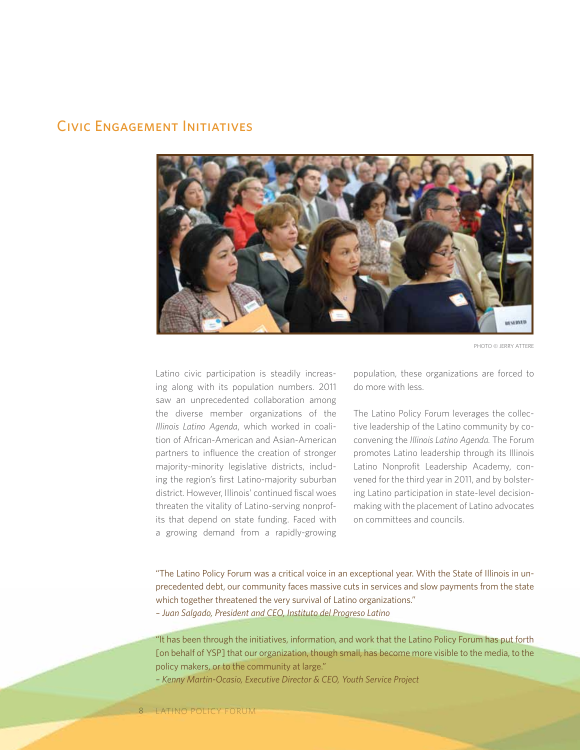# Civic Engagement Initiatives

PHOTO © JERRY ATTERE

Latino civic participation is steadily increasing along with its population numbers. 2011 saw an unprecedented collaboration among the diverse member organizations of the *Illinois Latino Agenda*, which worked in coalition of African-American and Asian-American partners to influence the creation of stronger majority-minority legislative districts, including the region's first Latino-majority suburban district. However, Illinois' continued fiscal woes threaten the vitality of Latino-serving nonprofits that depend on state funding. Faced with a growing demand from a rapidly-growing population, these organizations are forced to do more with less.

The Latino Policy Forum leverages the collective leadership of the Latino community by co-convening the *Illinois Latino Agenda.* The Forum promotes Latino leadership through its Illinois Latino Nonprofit Leadership Academy, convened for the third year in 2011, and by bolstering Latino participation in state-level decision-making with the placement of Latino advocates on committees and councils.

"The Latino Policy Forum was a critical voice in an exceptional year. With the State of Illinois in unprecedented debt, our community faces massive cuts in services and slow payments from the state which together threatened the very survival of Latino organizations."
*– Juan Salgado, President and CEO, Instituto del Progreso Latino*

"It has been through the initiatives, information, and work that the Latino Policy Forum has put forth [on behalf of YSP] that our organization, though small, has become more visible to the media, to the policy makers, or to the community at large."
*– Kenny Martin-Ocasio, Executive Director & CEO, Youth Service Project*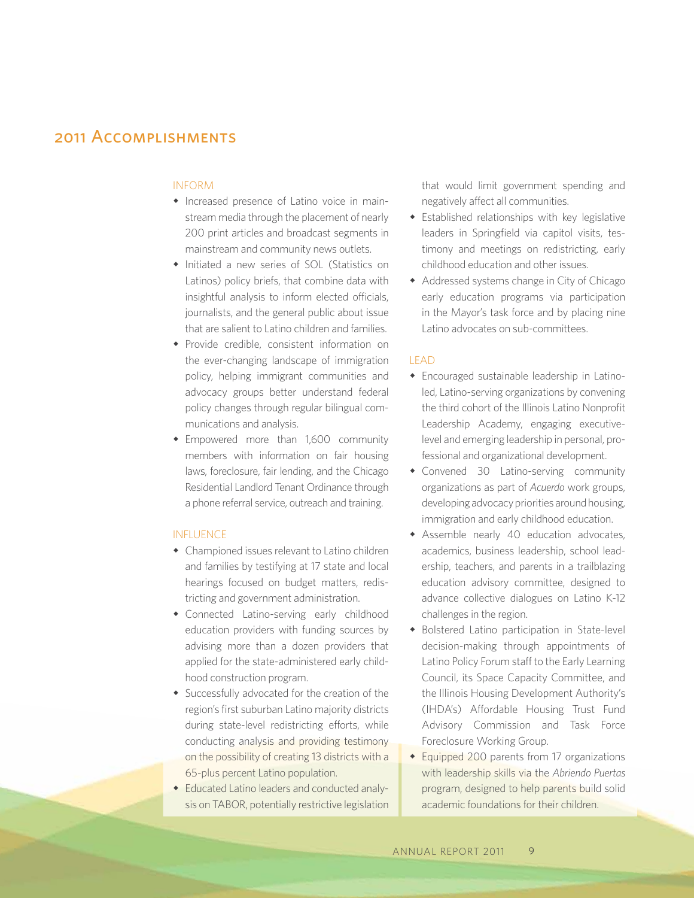# 2011 Accomplishments

### INFORM

- Increased presence of Latino voice in mainstream media through the placement of nearly 200 print articles and broadcast segments in mainstream and community news outlets.
- Initiated a new series of SOL (Statistics on Latinos) policy briefs, that combine data with insightful analysis to inform elected officials, journalists, and the general public about issue that are salient to Latino children and families.
- Provide credible, consistent information on the ever-changing landscape of immigration policy, helping immigrant communities and advocacy groups better understand federal policy changes through regular bilingual communications and analysis.
- Empowered more than 1,600 community members with information on fair housing laws, foreclosure, fair lending, and the Chicago Residential Landlord Tenant Ordinance through a phone referral service, outreach and training.

### INFLUENCE

- Championed issues relevant to Latino children and families by testifying at 17 state and local hearings focused on budget matters, redistricting and government administration.
- Connected Latino-serving early childhood education providers with funding sources by advising more than a dozen providers that applied for the state-administered early childhood construction program.
- Successfully advocated for the creation of the region's first suburban Latino majority districts during state-level redistricting efforts, while conducting analysis and providing testimony on the possibility of creating 13 districts with a 65-plus percent Latino population.
- Educated Latino leaders and conducted analysis on TABOR, potentially restrictive legislation that would limit government spending and negatively affect all communities.
- Established relationships with key legislative leaders in Springfield via capitol visits, testimony and meetings on redistricting, early childhood education and other issues.
- Addressed systems change in City of Chicago early education programs via participation in the Mayor's task force and by placing nine Latino advocates on sub-committees.

### LEAD

- Encouraged sustainable leadership in Latino-led, Latino-serving organizations by convening the third cohort of the Illinois Latino Nonprofit Leadership Academy, engaging executive-level and emerging leadership in personal, professional and organizational development.
- Convened 30 Latino-serving community organizations as part of *Acuerdo* work groups, developing advocacy priorities around housing, immigration and early childhood education.
- Assemble nearly 40 education advocates, academics, business leadership, school leadership, teachers, and parents in a trailblazing education advisory committee, designed to advance collective dialogues on Latino K-12 challenges in the region.
- Bolstered Latino participation in State-level decision-making through appointments of Latino Policy Forum staff to the Early Learning Council, its Space Capacity Committee, and the Illinois Housing Development Authority's (IHDA's) Affordable Housing Trust Fund Advisory Commission and Task Force Foreclosure Working Group.
- Equipped 200 parents from 17 organizations with leadership skills via the *Abriendo Puertas* program, designed to help parents build solid academic foundations for their children.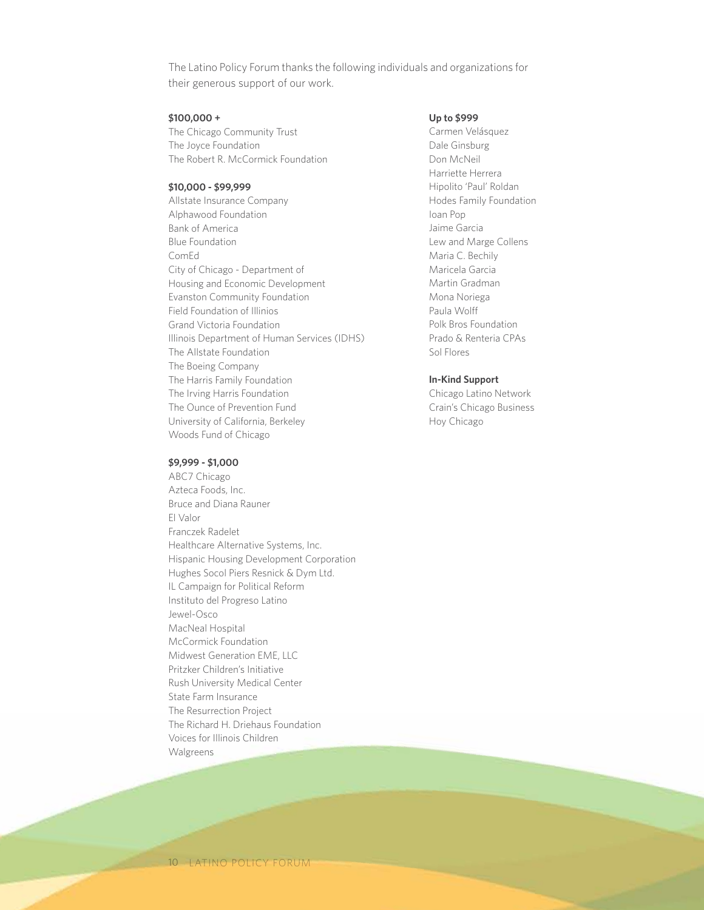The Latino Policy Forum thanks the following individuals and organizations for their generous support of our work.

**$100,000 +**

The Chicago Community Trust
The Joyce Foundation
The Robert R. McCormick Foundation

**$10,000 - $99,999**

Allstate Insurance Company
Alphawood Foundation
Bank of America
Blue Foundation
ComEd
City of Chicago - Department of Housing and Economic Development
Evanston Community Foundation
Field Foundation of Illinios
Grand Victoria Foundation
Illinois Department of Human Services (IDHS)
The Allstate Foundation
The Boeing Company
The Harris Family Foundation
The Irving Harris Foundation
The Ounce of Prevention Fund
University of California, Berkeley
Woods Fund of Chicago

**$9,999 - $1,000**

ABC7 Chicago
Azteca Foods, Inc.
Bruce and Diana Rauner
El Valor
Franczek Radelet
Healthcare Alternative Systems, Inc.
Hispanic Housing Development Corporation
Hughes Socol Piers Resnick & Dym Ltd.
IL Campaign for Political Reform
Instituto del Progreso Latino
Jewel-Osco
MacNeal Hospital
McCormick Foundation
Midwest Generation EME, LLC
Pritzker Children's Initiative
Rush University Medical Center
State Farm Insurance
The Resurrection Project
The Richard H. Driehaus Foundation
Voices for Illinois Children
Walgreens

**Up to $999**

Carmen Velásquez
Dale Ginsburg
Don McNeil
Harriette Herrera
Hipolito 'Paul' Roldan
Hodes Family Foundation
Ioan Pop
Jaime Garcia
Lew and Marge Collens
Maria C. Bechily
Maricela Garcia
Martin Gradman
Mona Noriega
Paula Wolff
Polk Bros Foundation
Prado & Renteria CPAs
Sol Flores

**In-Kind Support**

Chicago Latino Network
Crain's Chicago Business
Hoy Chicago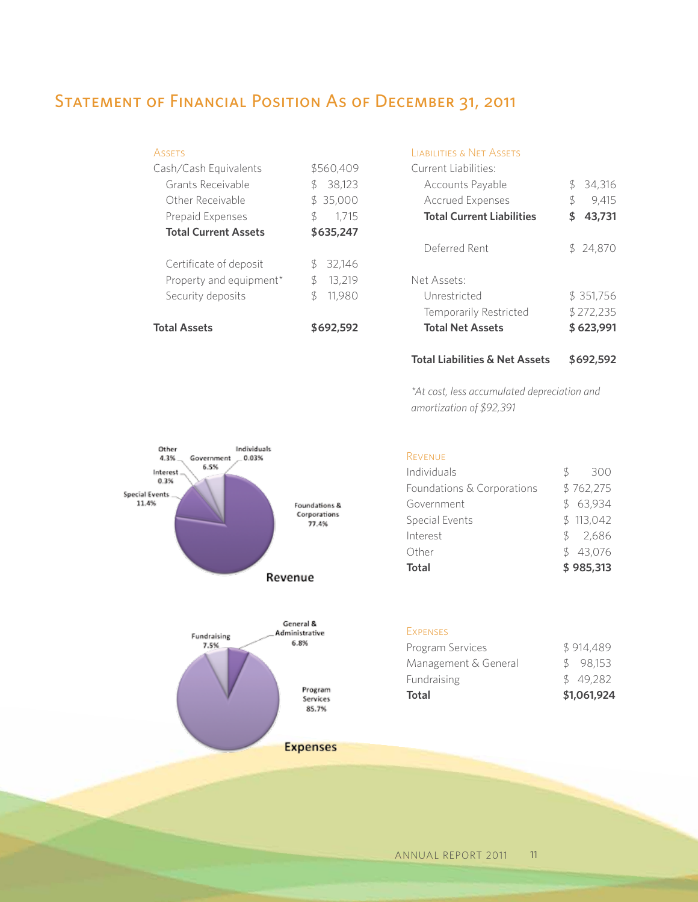# Statement of Financial Position As of December 31, 2011

## Assets

| | |
|---|---|
| Cash/Cash Equivalents | $560,409 |
| Grants Receivable | $ 38,123 |
| Other Receivable | $ 35,000 |
| Prepaid Expenses | $ 1,715 |
| **Total Current Assets** | **$635,247** |
| Certificate of deposit | $ 32,146 |
| Property and equipment* | $ 13,219 |
| Security deposits | $ 11,980 |
| **Total Assets** | **$692,592** |

## Liabilities & Net Assets

| | |
|---|---|
| Current Liabilities: | |
| Accounts Payable | $ 34,316 |
| Accrued Expenses | $ 9,415 |
| **Total Current Liabilities** | **$ 43,731** |
| Deferred Rent | $ 24,870 |
| Net Assets: | |
| Unrestricted | $ 351,756 |
| Temporarily Restricted | $ 272,235 |
| **Total Net Assets** | **$ 623,991** |
| **Total Liabilities & Net Assets** | **$692,592** |

*At cost, less accumulated depreciation and amortization of $92,391*

## Revenue

Revenue: Foundations & Corporations 77.4%, Special Events 11.4%, Government 6.5%, Other 4.3%, Interest 0.3%, Individuals 0.03%

| | |
|---|---|
| Individuals | $ 300 |
| Foundations & Corporations | $ 762,275 |
| Government | $ 63,934 |
| Special Events | $ 113,042 |
| Interest | $ 2,686 |
| Other | $ 43,076 |
| **Total** | **$ 985,313** |

## Expenses

Expenses: Program Services 85.7%, Fundraising 7.5%, General & Administrative 6.8%

| | |
|---|---|
| Program Services | $ 914,489 |
| Management & General | $ 98,153 |
| Fundraising | $ 49,282 |
| **Total** | **$1,061,924** |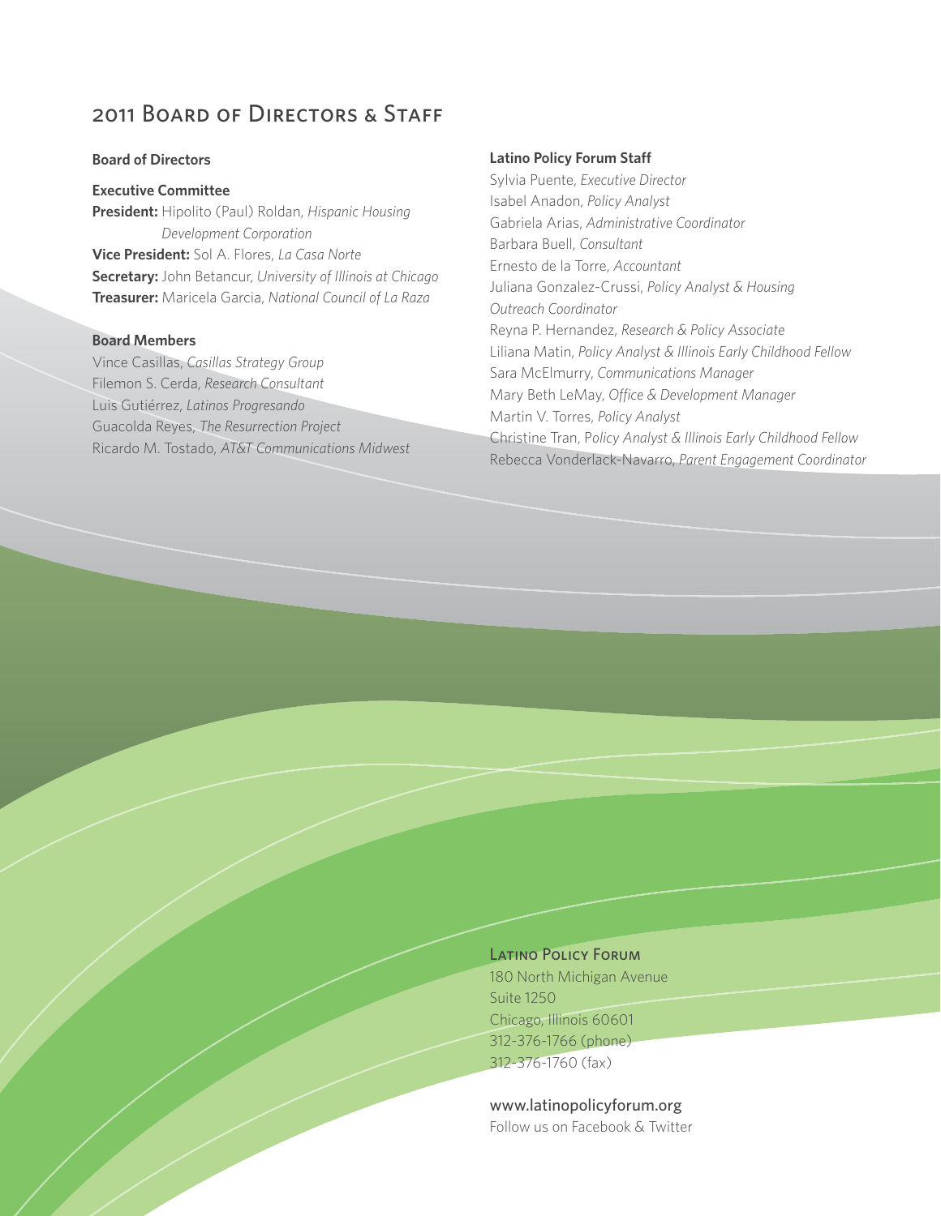# 2011 Board of Directors & Staff

## Board of Directors

### Executive Committee

**President:** Hipolito (Paul) Roldan, *Hispanic Housing Development Corporation*
**Vice President:** Sol A. Flores, *La Casa Norte*
**Secretary:** John Betancur, *University of Illinois at Chicago*
**Treasurer:** Maricela Garcia, *National Council of La Raza*

### Board Members

Vince Casillas, *Casillas Strategy Group*
Filemon S. Cerda, *Research Consultant*
Luis Gutiérrez, *Latinos Progresando*
Guacolda Reyes, *The Resurrection Project*
Ricardo M. Tostado, *AT&T Communications Midwest*

## Latino Policy Forum Staff

Sylvia Puente, *Executive Director*
Isabel Anadon, *Policy Analyst*
Gabriela Arias, *Administrative Coordinator*
Barbara Buell, *Consultant*
Ernesto de la Torre, *Accountant*
Juliana Gonzalez-Crussi, *Policy Analyst & Housing Outreach Coordinator*
Reyna P. Hernandez, *Research & Policy Associate*
Liliana Matin, *Policy Analyst & Illinois Early Childhood Fellow*
Sara McElmurry, *Communications Manager*
Mary Beth LeMay, *Office & Development Manager*
Martin V. Torres, *Policy Analyst*
Christine Tran, *Policy Analyst & Illinois Early Childhood Fellow*
Rebecca Vonderlack-Navarro, *Parent Engagement Coordinator*

**Latino Policy Forum**
180 North Michigan Avenue
Suite 1250
Chicago, Illinois 60601
312-376-1766 (phone)
312-376-1760 (fax)

www.latinopolicyforum.org
Follow us on Facebook & Twitter